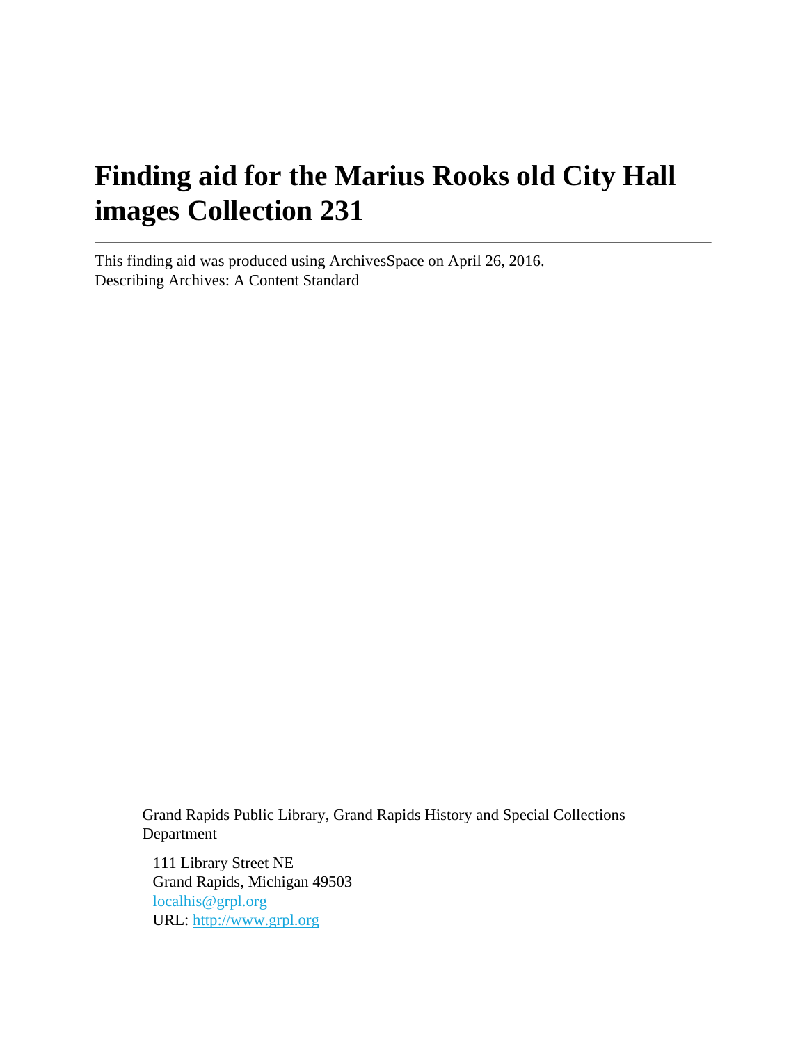# Finding aid for the Marius Rooks old City Hall images Collection 231

---

This finding aid was produced using ArchivesSpace on April 26, 2016.
Describing Archives: A Content Standard

Grand Rapids Public Library, Grand Rapids History and Special Collections Department

111 Library Street NE
Grand Rapids, Michigan 49503
[localhis@grpl.org](mailto:localhis@grpl.org)
URL: [http://www.grpl.org](http://www.grpl.org)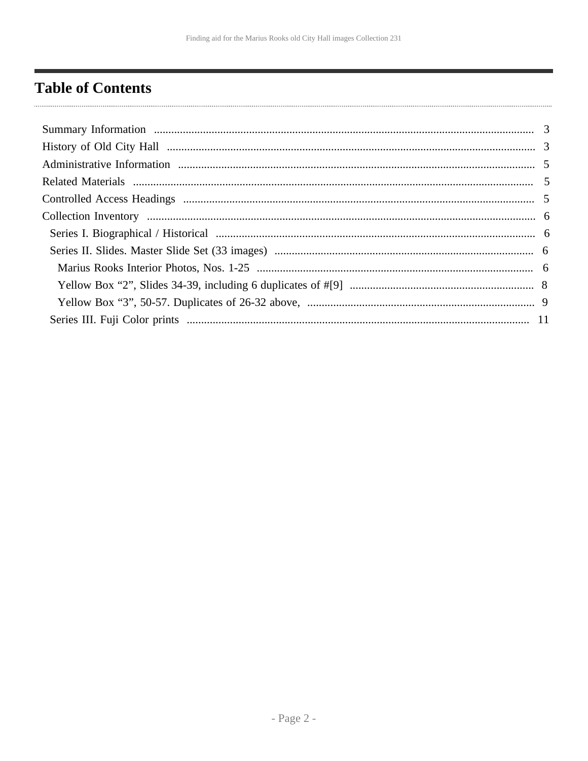# Table of Contents

- Summary Information ........ 3
- History of Old City Hall ........ 3
- Administrative Information ........ 5
- Related Materials ........ 5
- Controlled Access Headings ........ 5
- Collection Inventory ........ 6
  - Series I. Biographical / Historical ........ 6
  - Series II. Slides. Master Slide Set (33 images) ........ 6
    - Marius Rooks Interior Photos, Nos. 1-25 ........ 6
    - Yellow Box “2”, Slides 34-39, including 6 duplicates of #[9] ........ 8
    - Yellow Box “3”, 50-57. Duplicates of 26-32 above, ........ 9
  - Series III. Fuji Color prints ........ 11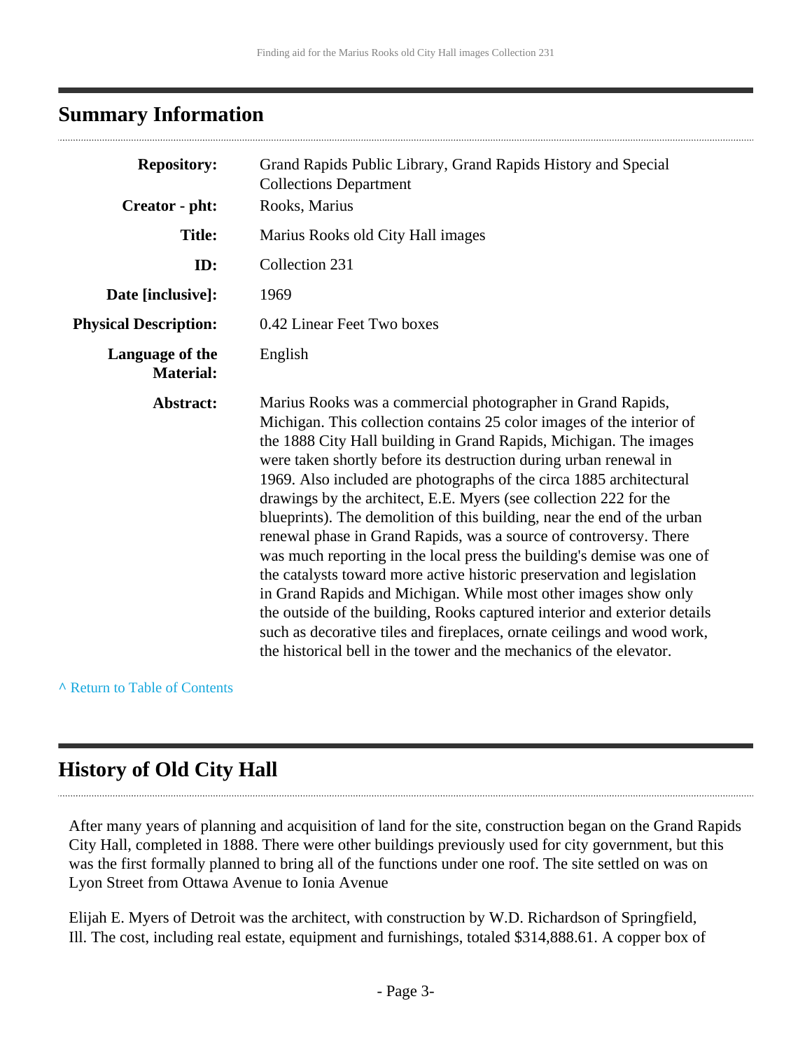## Summary Information

| | |
|---|---|
| **Repository:** | Grand Rapids Public Library, Grand Rapids History and Special Collections Department |
| **Creator - pht:** | Rooks, Marius |
| **Title:** | Marius Rooks old City Hall images |
| **ID:** | Collection 231 |
| **Date [inclusive]:** | 1969 |
| **Physical Description:** | 0.42 Linear Feet Two boxes |
| **Language of the Material:** | English |
| **Abstract:** | Marius Rooks was a commercial photographer in Grand Rapids, Michigan. This collection contains 25 color images of the interior of the 1888 City Hall building in Grand Rapids, Michigan. The images were taken shortly before its destruction during urban renewal in 1969. Also included are photographs of the circa 1885 architectural drawings by the architect, E.E. Myers (see collection 222 for the blueprints). The demolition of this building, near the end of the urban renewal phase in Grand Rapids, was a source of controversy. There was much reporting in the local press the building's demise was one of the catalysts toward more active historic preservation and legislation in Grand Rapids and Michigan. While most other images show only the outside of the building, Rooks captured interior and exterior details such as decorative tiles and fireplaces, ornate ceilings and wood work, the historical bell in the tower and the mechanics of the elevator. |

^ Return to Table of Contents

## History of Old City Hall

After many years of planning and acquisition of land for the site, construction began on the Grand Rapids City Hall, completed in 1888. There were other buildings previously used for city government, but this was the first formally planned to bring all of the functions under one roof. The site settled on was on Lyon Street from Ottawa Avenue to Ionia Avenue

Elijah E. Myers of Detroit was the architect, with construction by W.D. Richardson of Springfield, Ill. The cost, including real estate, equipment and furnishings, totaled $314,888.61. A copper box of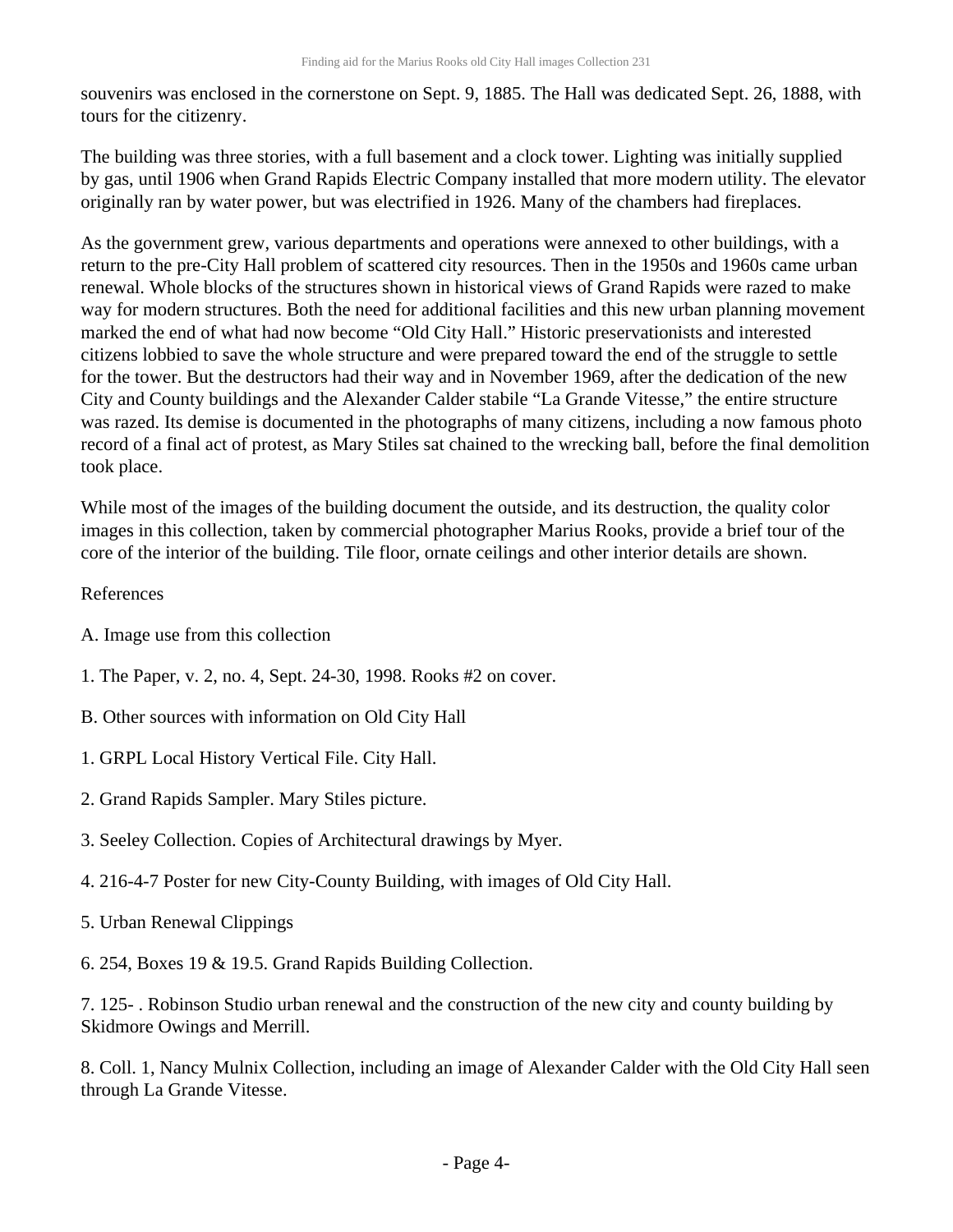souvenirs was enclosed in the cornerstone on Sept. 9, 1885. The Hall was dedicated Sept. 26, 1888, with tours for the citizenry.

The building was three stories, with a full basement and a clock tower. Lighting was initially supplied by gas, until 1906 when Grand Rapids Electric Company installed that more modern utility. The elevator originally ran by water power, but was electrified in 1926. Many of the chambers had fireplaces.

As the government grew, various departments and operations were annexed to other buildings, with a return to the pre-City Hall problem of scattered city resources. Then in the 1950s and 1960s came urban renewal. Whole blocks of the structures shown in historical views of Grand Rapids were razed to make way for modern structures. Both the need for additional facilities and this new urban planning movement marked the end of what had now become "Old City Hall." Historic preservationists and interested citizens lobbied to save the whole structure and were prepared toward the end of the struggle to settle for the tower. But the destructors had their way and in November 1969, after the dedication of the new City and County buildings and the Alexander Calder stabile "La Grande Vitesse," the entire structure was razed. Its demise is documented in the photographs of many citizens, including a now famous photo record of a final act of protest, as Mary Stiles sat chained to the wrecking ball, before the final demolition took place.

While most of the images of the building document the outside, and its destruction, the quality color images in this collection, taken by commercial photographer Marius Rooks, provide a brief tour of the core of the interior of the building. Tile floor, ornate ceilings and other interior details are shown.

References

A. Image use from this collection

1. The Paper, v. 2, no. 4, Sept. 24-30, 1998. Rooks #2 on cover.

B. Other sources with information on Old City Hall

1. GRPL Local History Vertical File. City Hall.

2. Grand Rapids Sampler. Mary Stiles picture.

3. Seeley Collection. Copies of Architectural drawings by Myer.

4. 216-4-7 Poster for new City-County Building, with images of Old City Hall.

5. Urban Renewal Clippings

6. 254, Boxes 19 & 19.5. Grand Rapids Building Collection.

7. 125- . Robinson Studio urban renewal and the construction of the new city and county building by Skidmore Owings and Merrill.

8. Coll. 1, Nancy Mulnix Collection, including an image of Alexander Calder with the Old City Hall seen through La Grande Vitesse.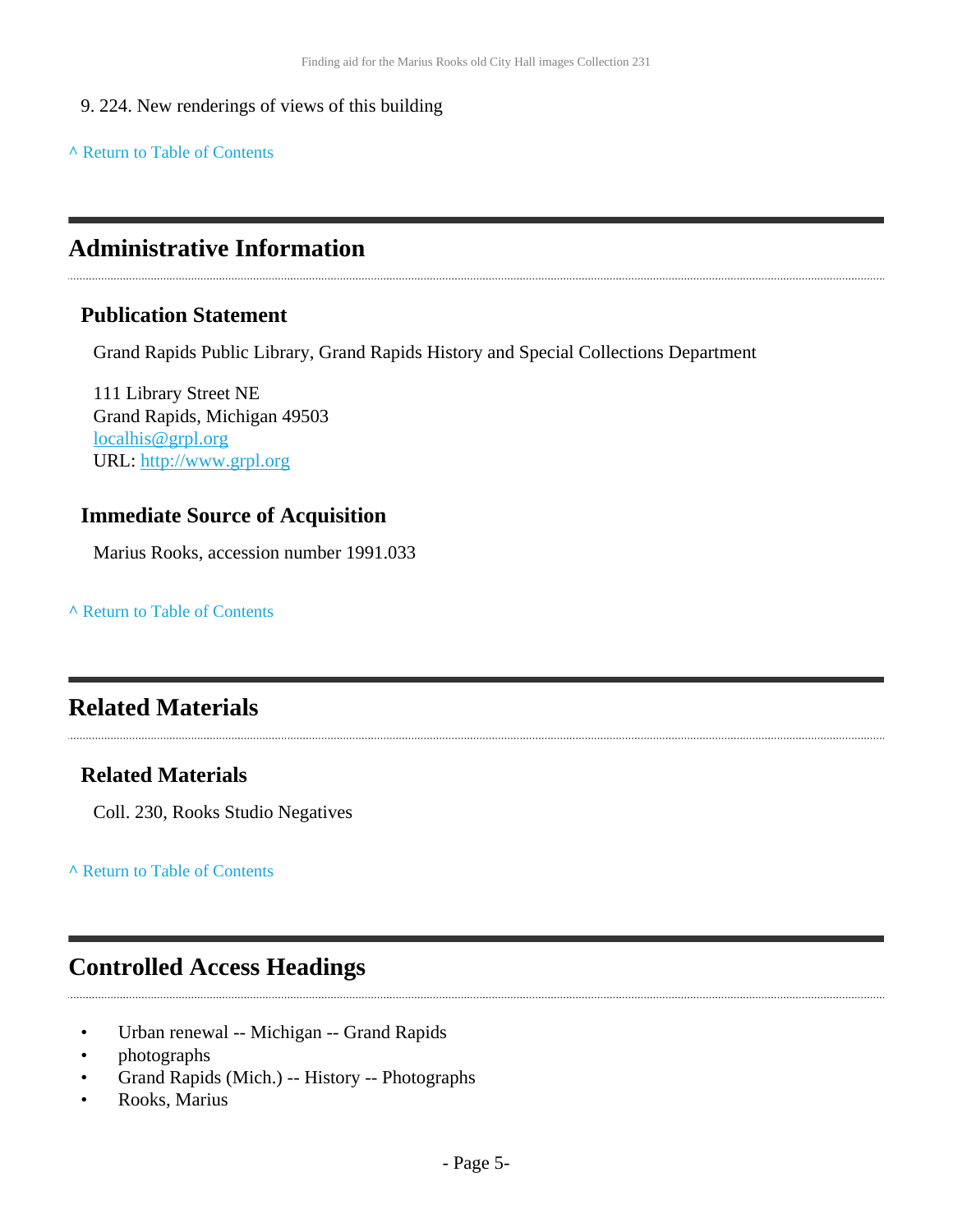9. 224. New renderings of views of this building

^ Return to Table of Contents

## Administrative Information

### Publication Statement

Grand Rapids Public Library, Grand Rapids History and Special Collections Department

111 Library Street NE
Grand Rapids, Michigan 49503
localhis@grpl.org
URL: http://www.grpl.org

### Immediate Source of Acquisition

Marius Rooks, accession number 1991.033

^ Return to Table of Contents

## Related Materials

### Related Materials

Coll. 230, Rooks Studio Negatives

^ Return to Table of Contents

## Controlled Access Headings

- Urban renewal -- Michigan -- Grand Rapids
- photographs
- Grand Rapids (Mich.) -- History -- Photographs
- Rooks, Marius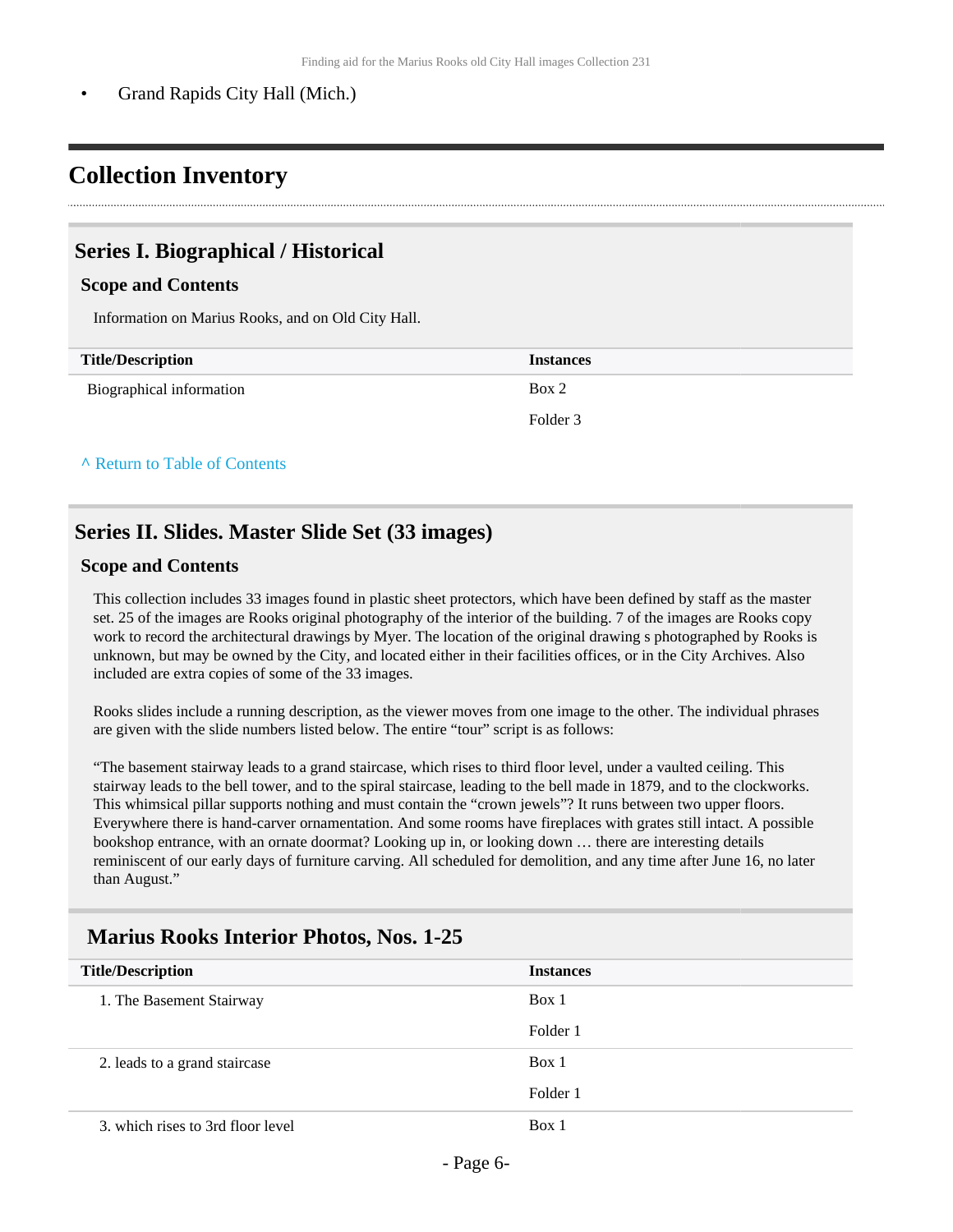- Grand Rapids City Hall (Mich.)

# Collection Inventory

## Series I. Biographical / Historical

### Scope and Contents

Information on Marius Rooks, and on Old City Hall.

| Title/Description | Instances |
| --- | --- |
| Biographical information | Box 2<br>Folder 3 |

^ Return to Table of Contents

## Series II. Slides. Master Slide Set (33 images)

### Scope and Contents

This collection includes 33 images found in plastic sheet protectors, which have been defined by staff as the master set. 25 of the images are Rooks original photography of the interior of the building. 7 of the images are Rooks copy work to record the architectural drawings by Myer. The location of the original drawing s photographed by Rooks is unknown, but may be owned by the City, and located either in their facilities offices, or in the City Archives. Also included are extra copies of some of the 33 images.

Rooks slides include a running description, as the viewer moves from one image to the other. The individual phrases are given with the slide numbers listed below. The entire "tour" script is as follows:

"The basement stairway leads to a grand staircase, which rises to third floor level, under a vaulted ceiling. This stairway leads to the bell tower, and to the spiral staircase, leading to the bell made in 1879, and to the clockworks. This whimsical pillar supports nothing and must contain the "crown jewels"? It runs between two upper floors. Everywhere there is hand-carver ornamentation. And some rooms have fireplaces with grates still intact. A possible bookshop entrance, with an ornate doormat? Looking up in, or looking down … there are interesting details reminiscent of our early days of furniture carving. All scheduled for demolition, and any time after June 16, no later than August."

### Marius Rooks Interior Photos, Nos. 1-25

| Title/Description | Instances |
| --- | --- |
| 1. The Basement Stairway | Box 1<br>Folder 1 |
| 2. leads to a grand staircase | Box 1<br>Folder 1 |
| 3. which rises to 3rd floor level | Box 1 |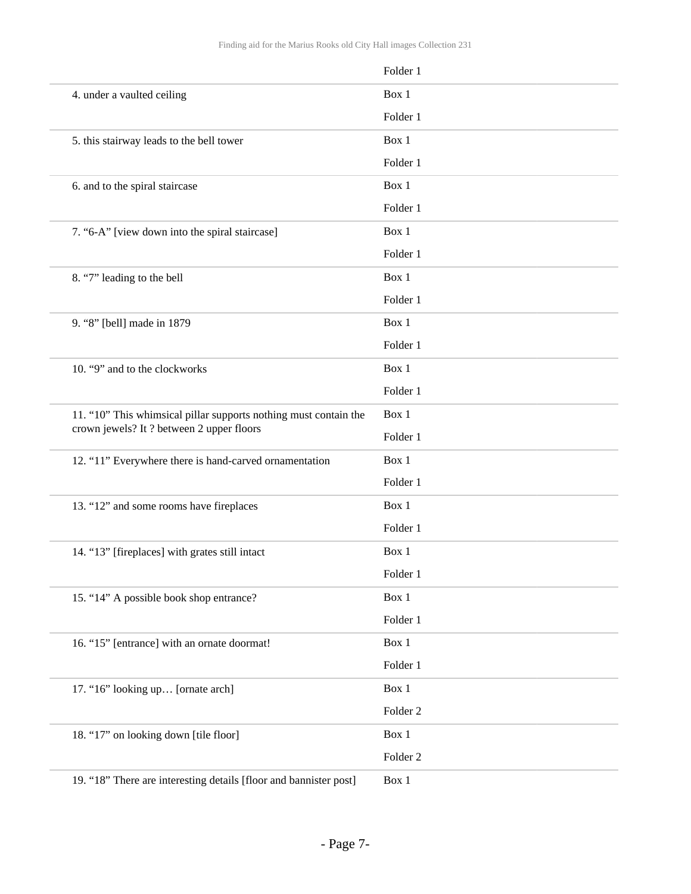| | |
|---|---|
| | Folder 1 |
| 4. under a vaulted ceiling | Box 1<br>Folder 1 |
| 5. this stairway leads to the bell tower | Box 1<br>Folder 1 |
| 6. and to the spiral staircase | Box 1<br>Folder 1 |
| 7. “6-A” [view down into the spiral staircase] | Box 1<br>Folder 1 |
| 8. “7” leading to the bell | Box 1<br>Folder 1 |
| 9. “8” [bell] made in 1879 | Box 1<br>Folder 1 |
| 10. “9” and to the clockworks | Box 1<br>Folder 1 |
| 11. “10” This whimsical pillar supports nothing must contain the crown jewels? It ? between 2 upper floors | Box 1<br>Folder 1 |
| 12. “11” Everywhere there is hand-carved ornamentation | Box 1<br>Folder 1 |
| 13. “12” and some rooms have fireplaces | Box 1<br>Folder 1 |
| 14. “13” [fireplaces] with grates still intact | Box 1<br>Folder 1 |
| 15. “14” A possible book shop entrance? | Box 1<br>Folder 1 |
| 16. “15” [entrance] with an ornate doormat! | Box 1<br>Folder 1 |
| 17. “16” looking up… [ornate arch] | Box 1<br>Folder 2 |
| 18. “17” on looking down [tile floor] | Box 1<br>Folder 2 |
| 19. “18” There are interesting details [floor and bannister post] | Box 1 |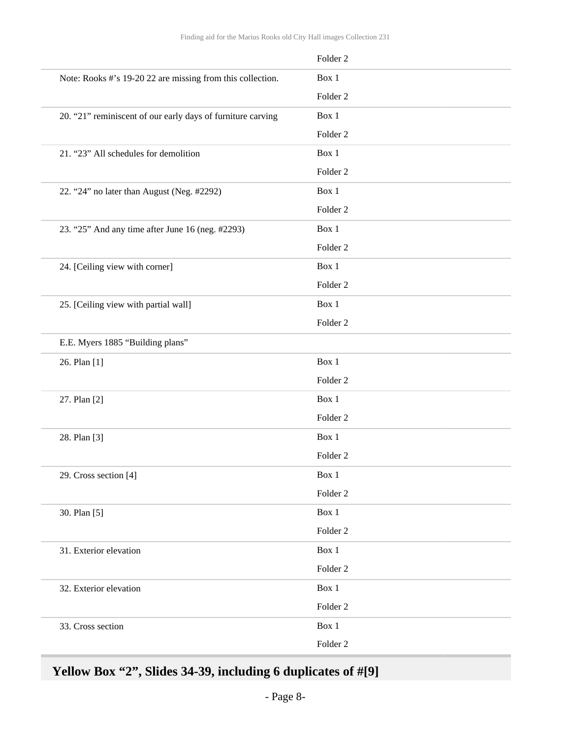| | Folder 2 |
|---|---|
| Note: Rooks #'s 19-20 22 are missing from this collection. | Box 1 Folder 2 |
| 20. "21" reminiscent of our early days of furniture carving | Box 1 Folder 2 |
| 21. "23" All schedules for demolition | Box 1 Folder 2 |
| 22. "24" no later than August (Neg. #2292) | Box 1 Folder 2 |
| 23. "25" And any time after June 16 (neg. #2293) | Box 1 Folder 2 |
| 24. [Ceiling view with corner] | Box 1 Folder 2 |
| 25. [Ceiling view with partial wall] | Box 1 Folder 2 |
| E.E. Myers 1885 "Building plans" | |
| 26. Plan [1] | Box 1 Folder 2 |
| 27. Plan [2] | Box 1 Folder 2 |
| 28. Plan [3] | Box 1 Folder 2 |
| 29. Cross section [4] | Box 1 Folder 2 |
| 30. Plan [5] | Box 1 Folder 2 |
| 31. Exterior elevation | Box 1 Folder 2 |
| 32. Exterior elevation | Box 1 Folder 2 |
| 33. Cross section | Box 1 Folder 2 |

## Yellow Box "2", Slides 34-39, including 6 duplicates of #[9]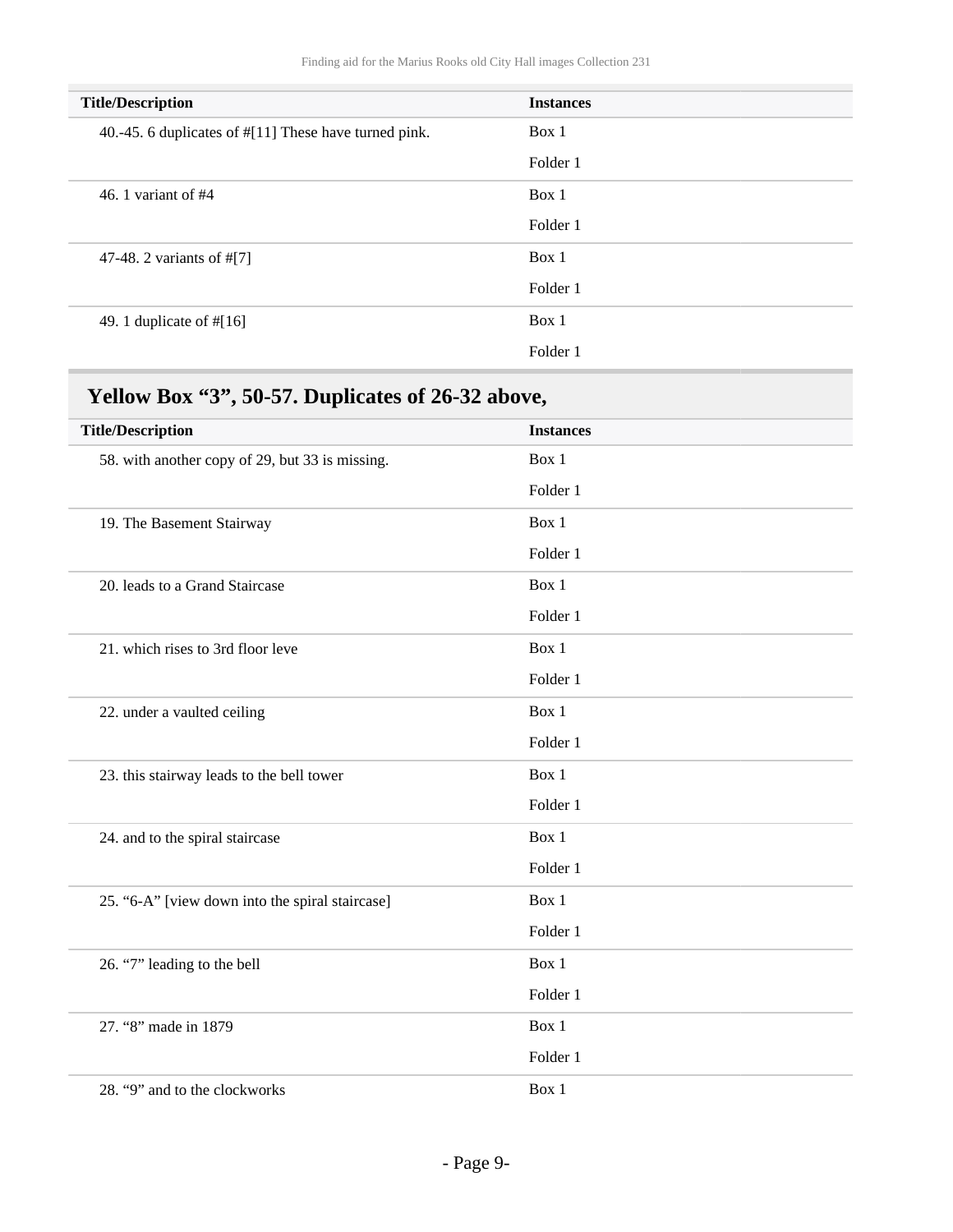| Title/Description | Instances |
|---|---|
| 40.-45. 6 duplicates of #[11] These have turned pink. | Box 1<br>Folder 1 |
| 46. 1 variant of #4 | Box 1<br>Folder 1 |
| 47-48. 2 variants of #[7] | Box 1<br>Folder 1 |
| 49. 1 duplicate of #[16] | Box 1<br>Folder 1 |

## Yellow Box “3”, 50-57. Duplicates of 26-32 above,

| Title/Description | Instances |
|---|---|
| 58. with another copy of 29, but 33 is missing. | Box 1<br>Folder 1 |
| 19. The Basement Stairway | Box 1<br>Folder 1 |
| 20. leads to a Grand Staircase | Box 1<br>Folder 1 |
| 21. which rises to 3rd floor leve | Box 1<br>Folder 1 |
| 22. under a vaulted ceiling | Box 1<br>Folder 1 |
| 23. this stairway leads to the bell tower | Box 1<br>Folder 1 |
| 24. and to the spiral staircase | Box 1<br>Folder 1 |
| 25. “6-A” [view down into the spiral staircase] | Box 1<br>Folder 1 |
| 26. “7” leading to the bell | Box 1<br>Folder 1 |
| 27. “8” made in 1879 | Box 1<br>Folder 1 |
| 28. “9” and to the clockworks | Box 1 |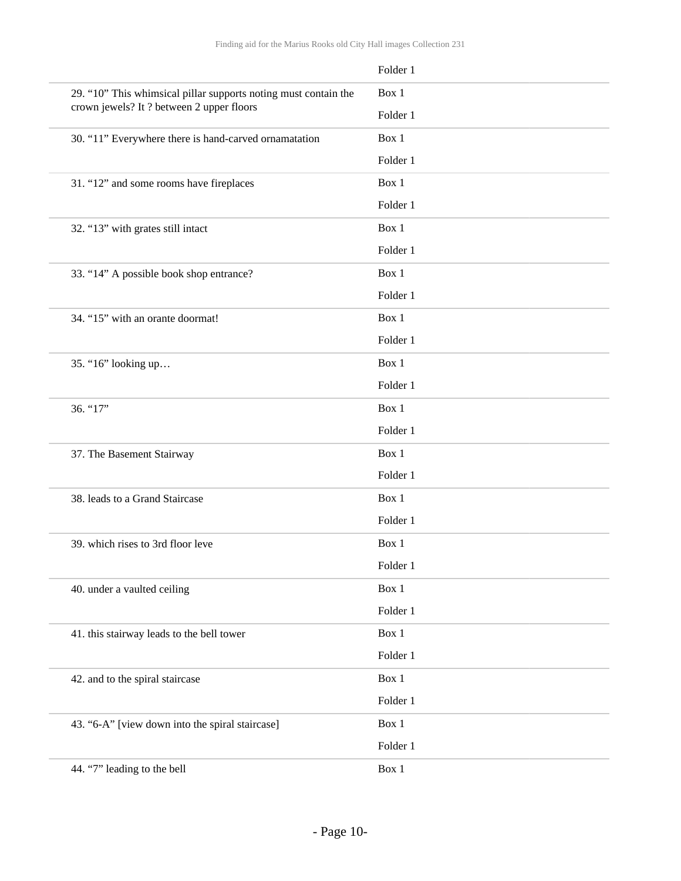| | |
|---|---|
| | Folder 1 |
| 29. “10” This whimsical pillar supports noting must contain the crown jewels? It ? between 2 upper floors | Box 1<br>Folder 1 |
| 30. “11” Everywhere there is hand-carved ornamatation | Box 1<br>Folder 1 |
| 31. “12” and some rooms have fireplaces | Box 1<br>Folder 1 |
| 32. “13” with grates still intact | Box 1<br>Folder 1 |
| 33. “14” A possible book shop entrance? | Box 1<br>Folder 1 |
| 34. “15” with an orante doormat! | Box 1<br>Folder 1 |
| 35. “16” looking up… | Box 1<br>Folder 1 |
| 36. “17” | Box 1<br>Folder 1 |
| 37. The Basement Stairway | Box 1<br>Folder 1 |
| 38. leads to a Grand Staircase | Box 1<br>Folder 1 |
| 39. which rises to 3rd floor leve | Box 1<br>Folder 1 |
| 40. under a vaulted ceiling | Box 1<br>Folder 1 |
| 41. this stairway leads to the bell tower | Box 1<br>Folder 1 |
| 42. and to the spiral staircase | Box 1<br>Folder 1 |
| 43. “6-A” [view down into the spiral staircase] | Box 1<br>Folder 1 |
| 44. “7” leading to the bell | Box 1 |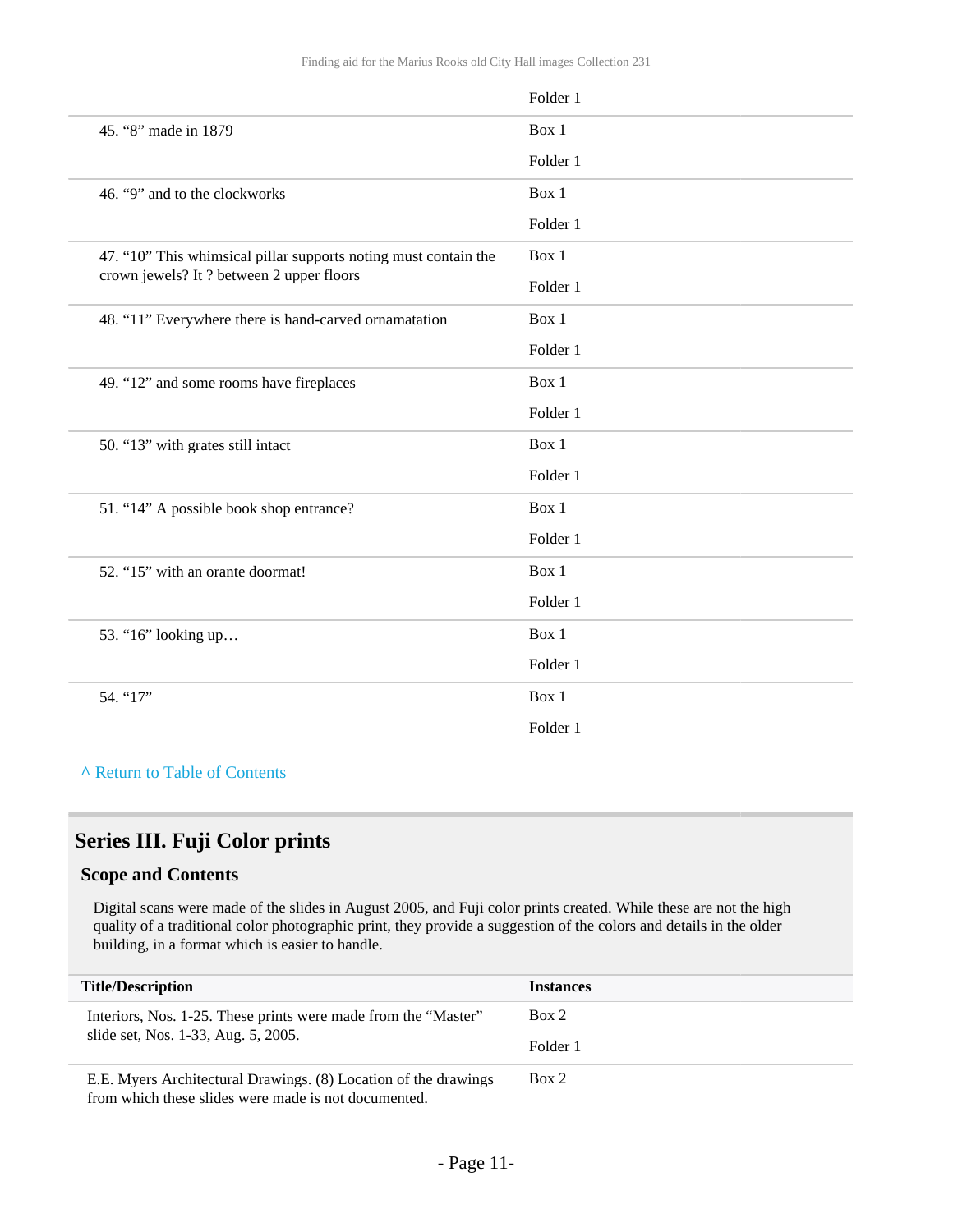| | |
|---|---|
| | Folder 1 |
| 45. “8” made in 1879 | Box 1<br>Folder 1 |
| 46. “9” and to the clockworks | Box 1<br>Folder 1 |
| 47. “10” This whimsical pillar supports noting must contain the crown jewels? It ? between 2 upper floors | Box 1<br>Folder 1 |
| 48. “11” Everywhere there is hand-carved ornamatation | Box 1<br>Folder 1 |
| 49. “12” and some rooms have fireplaces | Box 1<br>Folder 1 |
| 50. “13” with grates still intact | Box 1<br>Folder 1 |
| 51. “14” A possible book shop entrance? | Box 1<br>Folder 1 |
| 52. “15” with an orante doormat! | Box 1<br>Folder 1 |
| 53. “16” looking up… | Box 1<br>Folder 1 |
| 54. “17” | Box 1<br>Folder 1 |

^ Return to Table of Contents

## Series III. Fuji Color prints

### Scope and Contents

Digital scans were made of the slides in August 2005, and Fuji color prints created. While these are not the high quality of a traditional color photographic print, they provide a suggestion of the colors and details in the older building, in a format which is easier to handle.

| Title/Description | Instances |
|---|---|
| Interiors, Nos. 1-25. These prints were made from the “Master” slide set, Nos. 1-33, Aug. 5, 2005. | Box 2<br>Folder 1 |
| E.E. Myers Architectural Drawings. (8) Location of the drawings from which these slides were made is not documented. | Box 2 |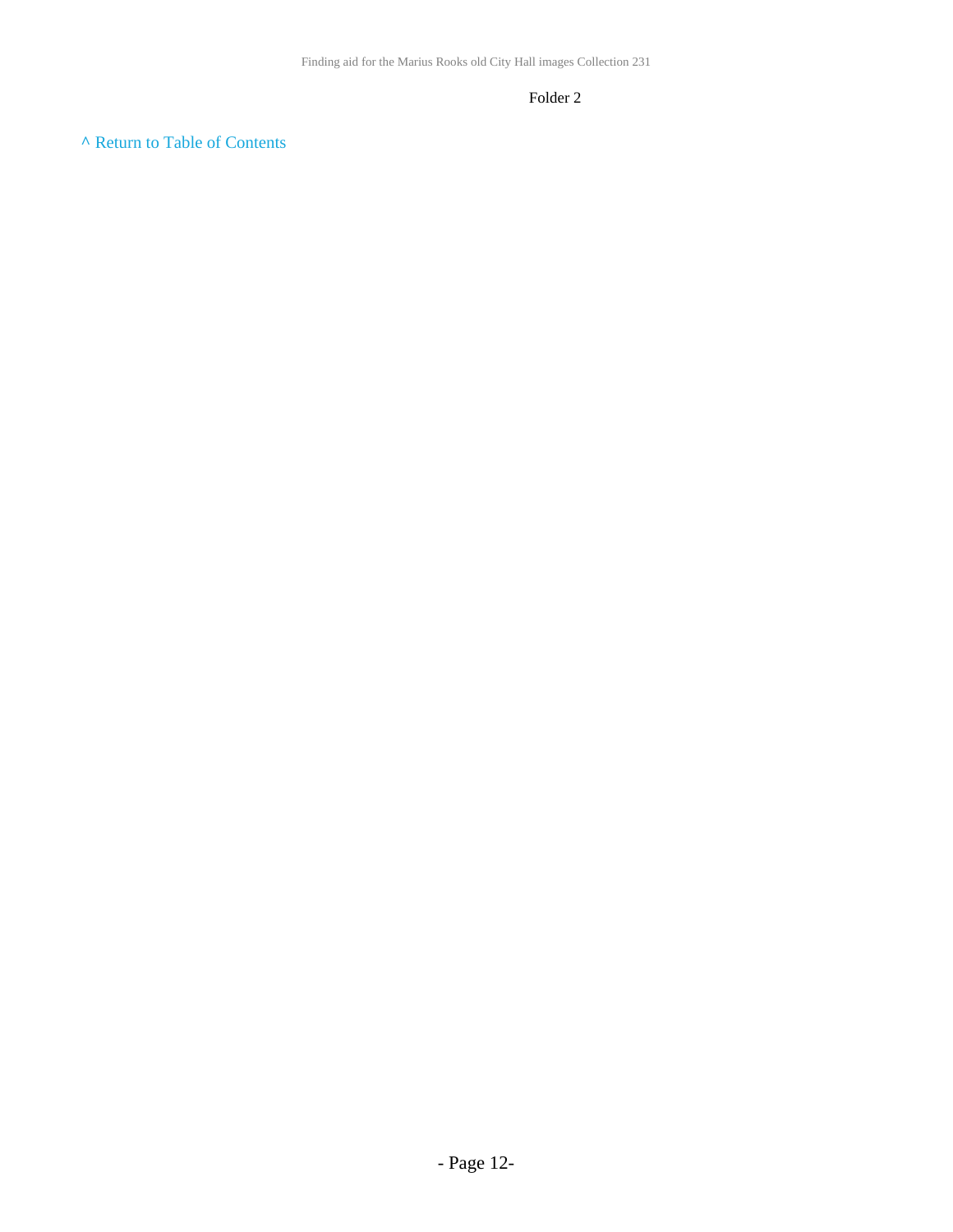Folder 2

^ Return to Table of Contents